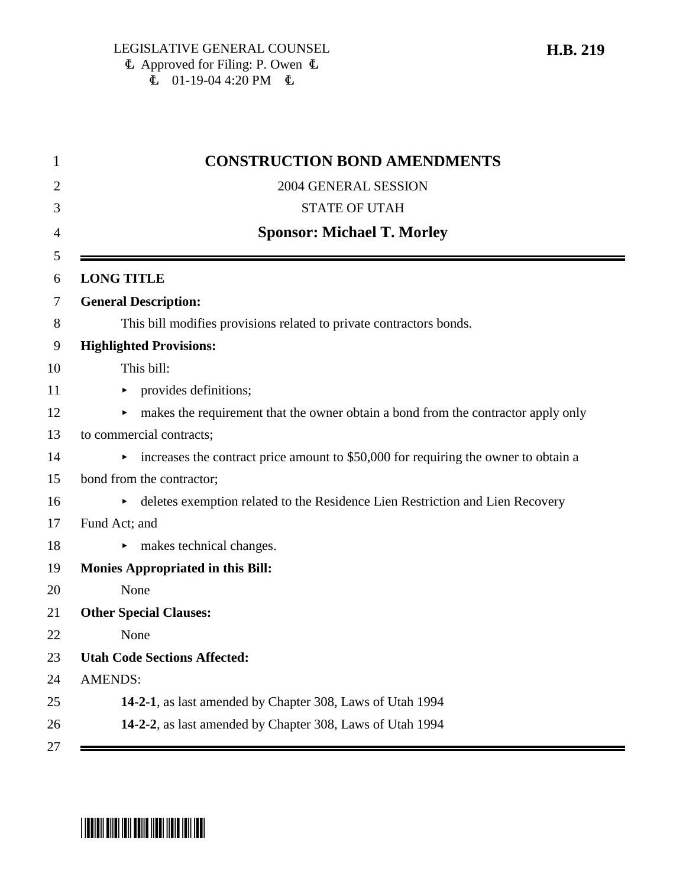LEGISLATIVE GENERAL COUNSEL
Approved for Filing: P. Owen
01-19-04 4:20 PM

**H.B. 219**

# CONSTRUCTION BOND AMENDMENTS

2004 GENERAL SESSION

STATE OF UTAH

**Sponsor: Michael T. Morley**

**LONG TITLE**

**General Description:**

This bill modifies provisions related to private contractors bonds.

**Highlighted Provisions:**

This bill:

- provides definitions;
- makes the requirement that the owner obtain a bond from the contractor apply only to commercial contracts;
- increases the contract price amount to $50,000 for requiring the owner to obtain a bond from the contractor;
- deletes exemption related to the Residence Lien Restriction and Lien Recovery Fund Act; and
- makes technical changes.

**Monies Appropriated in this Bill:**

None

**Other Special Clauses:**

None

**Utah Code Sections Affected:**

AMENDS:

**14-2-1**, as last amended by Chapter 308, Laws of Utah 1994

**14-2-2**, as last amended by Chapter 308, Laws of Utah 1994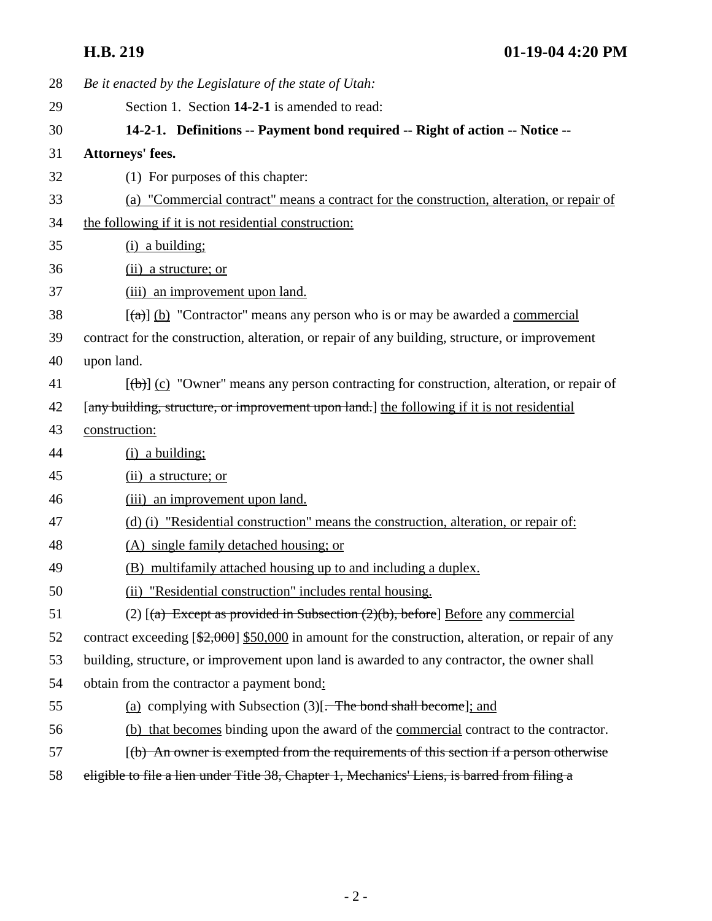*Be it enacted by the Legislature of the state of Utah:*

Section 1. Section **14-2-1** is amended to read:

**14-2-1. Definitions -- Payment bond required -- Right of action -- Notice -- Attorneys' fees.**

(1) For purposes of this chapter:

<u>(a) "Commercial contract" means a contract for the construction, alteration, or repair of the following if it is not residential construction:</u>

<u>(i) a building;</u>

<u>(ii) a structure; or</u>

<u>(iii) an improvement upon land.</u>

[~~(a)~~] <u>(b)</u> "Contractor" means any person who is or may be awarded a <u>commercial</u> contract for the construction, alteration, or repair of any building, structure, or improvement upon land.

[~~(b)~~] <u>(c)</u> "Owner" means any person contracting for construction, alteration, or repair of [~~any building, structure, or improvement upon land.~~] <u>the following if it is not residential construction:</u>

<u>(i) a building;</u>

<u>(ii) a structure; or</u>

<u>(iii) an improvement upon land.</u>

<u>(d) (i) "Residential construction" means the construction, alteration, or repair of:</u>

<u>(A) single family detached housing; or</u>

<u>(B) multifamily attached housing up to and including a duplex.</u>

<u>(ii) "Residential construction" includes rental housing.</u>

(2) [~~(a) Except as provided in Subsection (2)(b), before~~] <u>Before</u> any <u>commercial</u> contract exceeding [~~$2,000~~] <u>$50,000</u> in amount for the construction, alteration, or repair of any building, structure, or improvement upon land is awarded to any contractor, the owner shall obtain from the contractor a payment bond<u>:</u>

<u>(a)</u> complying with Subsection (3)[~~. The bond shall become~~]<u>; and</u>

<u>(b) that becomes</u> binding upon the award of the <u>commercial</u> contract to the contractor.

[~~(b) An owner is exempted from the requirements of this section if a person otherwise eligible to file a lien under Title 38, Chapter 1, Mechanics' Liens, is barred from filing a~~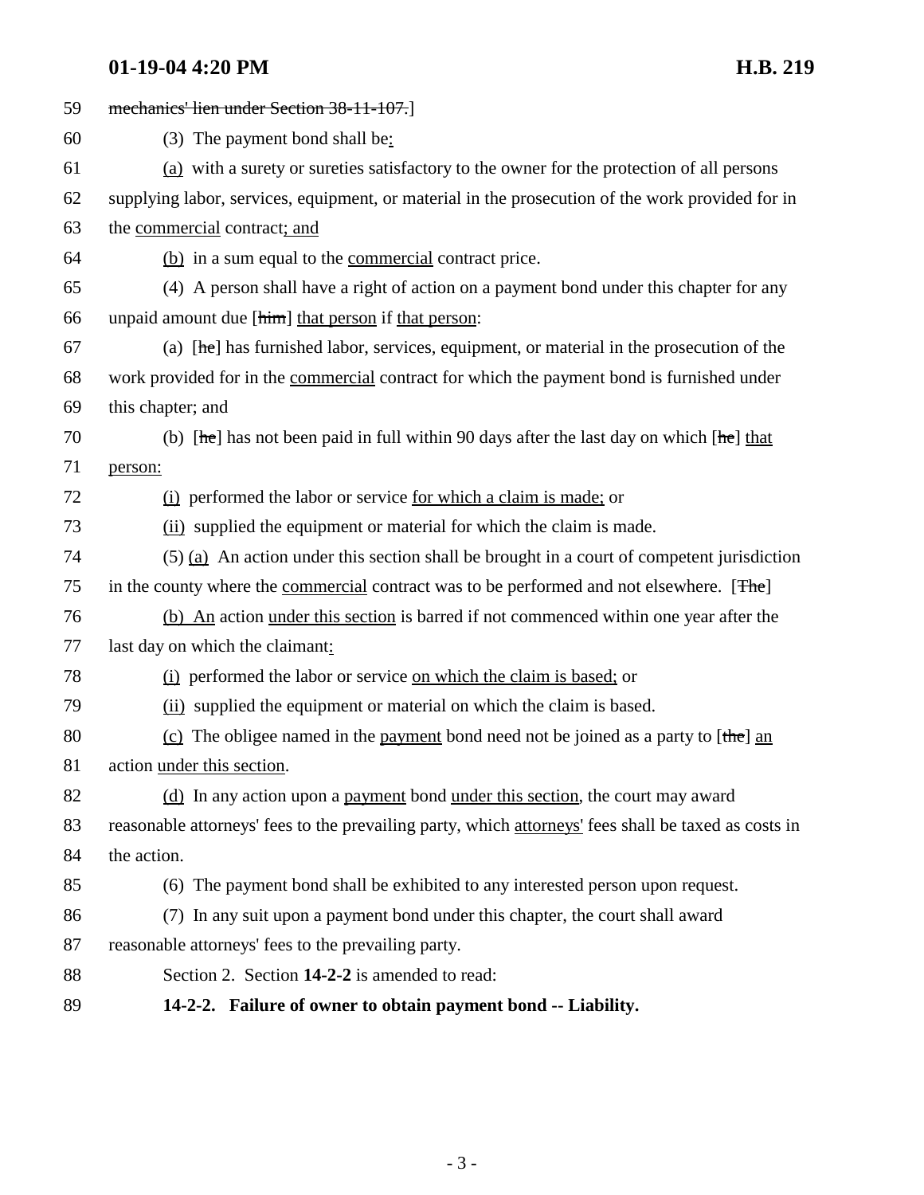mechanics' lien under Section 38-11-107.]

(3) The payment bond shall be:

(a) with a surety or sureties satisfactory to the owner for the protection of all persons supplying labor, services, equipment, or material in the prosecution of the work provided for in the commercial contract; and

(b) in a sum equal to the commercial contract price.

(4) A person shall have a right of action on a payment bond under this chapter for any unpaid amount due [him] that person if that person:

(a) [he] has furnished labor, services, equipment, or material in the prosecution of the work provided for in the commercial contract for which the payment bond is furnished under this chapter; and

(b) [he] has not been paid in full within 90 days after the last day on which [he] that person:

(i) performed the labor or service for which a claim is made; or

(ii) supplied the equipment or material for which the claim is made.

(5) (a) An action under this section shall be brought in a court of competent jurisdiction in the county where the commercial contract was to be performed and not elsewhere. [The]

(b) An action under this section is barred if not commenced within one year after the last day on which the claimant:

(i) performed the labor or service on which the claim is based; or

(ii) supplied the equipment or material on which the claim is based.

(c) The obligee named in the payment bond need not be joined as a party to [the] an action under this section.

(d) In any action upon a payment bond under this section, the court may award reasonable attorneys' fees to the prevailing party, which attorneys' fees shall be taxed as costs in the action.

(6) The payment bond shall be exhibited to any interested person upon request.

(7) In any suit upon a payment bond under this chapter, the court shall award reasonable attorneys' fees to the prevailing party.

Section 2. Section **14-2-2** is amended to read:

**14-2-2. Failure of owner to obtain payment bond -- Liability.**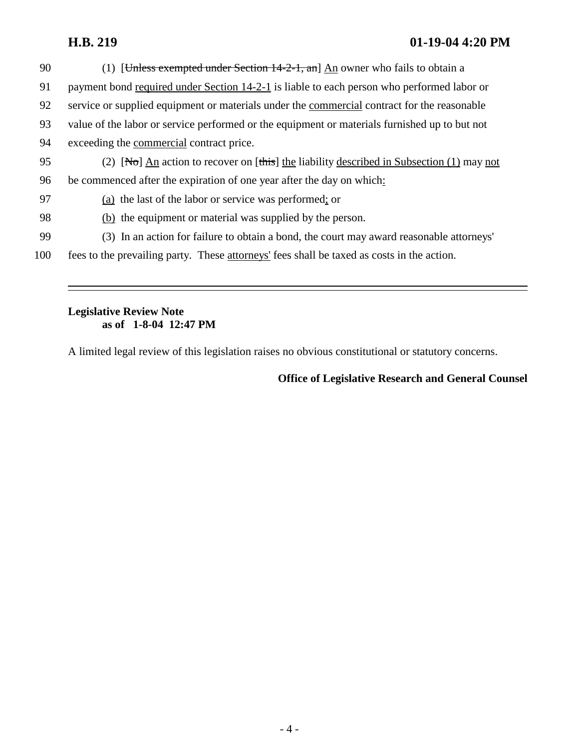(1) [~~Unless exempted under Section 14-2-1, an~~] <u>An</u> owner who fails to obtain a payment bond <u>required under Section 14-2-1</u> is liable to each person who performed labor or service or supplied equipment or materials under the <u>commercial</u> contract for the reasonable value of the labor or service performed or the equipment or materials furnished up to but not exceeding the <u>commercial</u> contract price.

(2) [~~No~~] <u>An</u> action to recover on [~~this~~] <u>the</u> liability <u>described in Subsection (1)</u> may <u>not</u> be commenced after the expiration of one year after the day on which<u>:</u>

<u>(a)</u> the last of the labor or service was performed<u>;</u> or

<u>(b)</u> the equipment or material was supplied by the person.

(3) In an action for failure to obtain a bond, the court may award reasonable attorneys' fees to the prevailing party. These <u>attorneys'</u> fees shall be taxed as costs in the action.

---

**Legislative Review Note**
**as of 1-8-04 12:47 PM**

A limited legal review of this legislation raises no obvious constitutional or statutory concerns.

**Office of Legislative Research and General Counsel**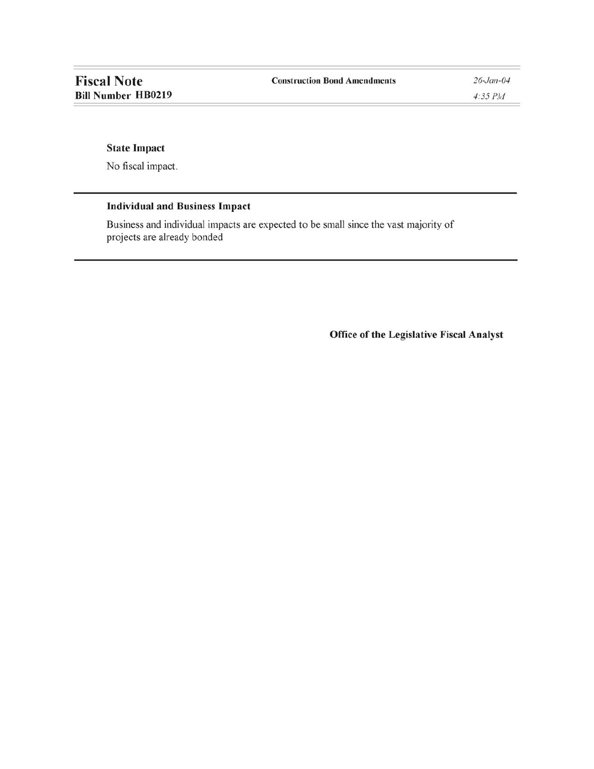**Fiscal Note** | **Construction Bond Amendments** | *26-Jan-04*

**Bill Number HB0219** | *4:35 PM*

### State Impact

No fiscal impact.

---

### Individual and Business Impact

Business and individual impacts are expected to be small since the vast majority of projects are already bonded

---

**Office of the Legislative Fiscal Analyst**